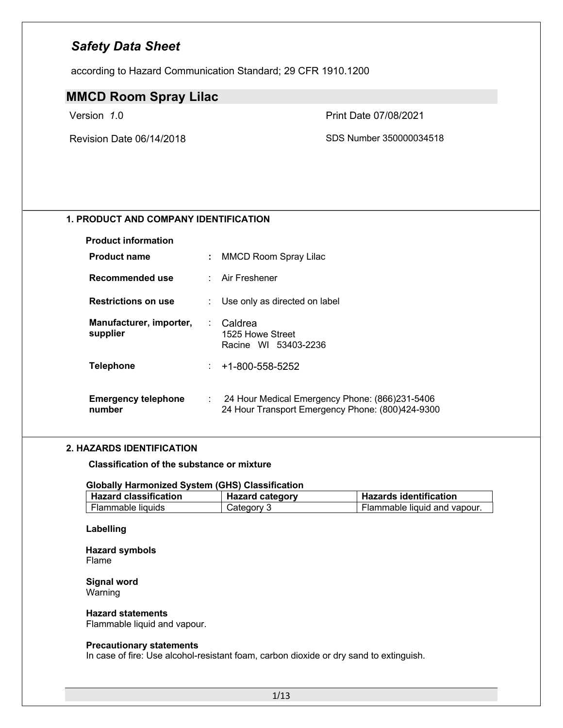# *Safety Data Sheet*

according to Hazard Communication Standard; 29 CFR 1910.1200

## MMCD Room Spray Lilac

Version *1*.0

Print Date 07/08/2021

Revision Date 06/14/2018

SDS Number 350000034518

### 1. PRODUCT AND COMPANY IDENTIFICATION

**Product information**

**Product name** : MMCD Room Spray Lilac

**Recommended use** : Air Freshener

**Restrictions on use** : Use only as directed on label

**Manufacturer, importer, supplier** : Caldrea
1525 Howe Street
Racine WI 53403-2236

**Telephone** : +1-800-558-5252

**Emergency telephone number** : 24 Hour Medical Emergency Phone: (866)231-5406
24 Hour Transport Emergency Phone: (800)424-9300

### 2. HAZARDS IDENTIFICATION

**Classification of the substance or mixture**

**Globally Harmonized System (GHS) Classification**

| Hazard classification | Hazard category | Hazards identification |
|---|---|---|
| Flammable liquids | Category 3 | Flammable liquid and vapour. |

**Labelling**

**Hazard symbols**
Flame

**Signal word**
Warning

**Hazard statements**
Flammable liquid and vapour.

**Precautionary statements**
In case of fire: Use alcohol-resistant foam, carbon dioxide or dry sand to extinguish.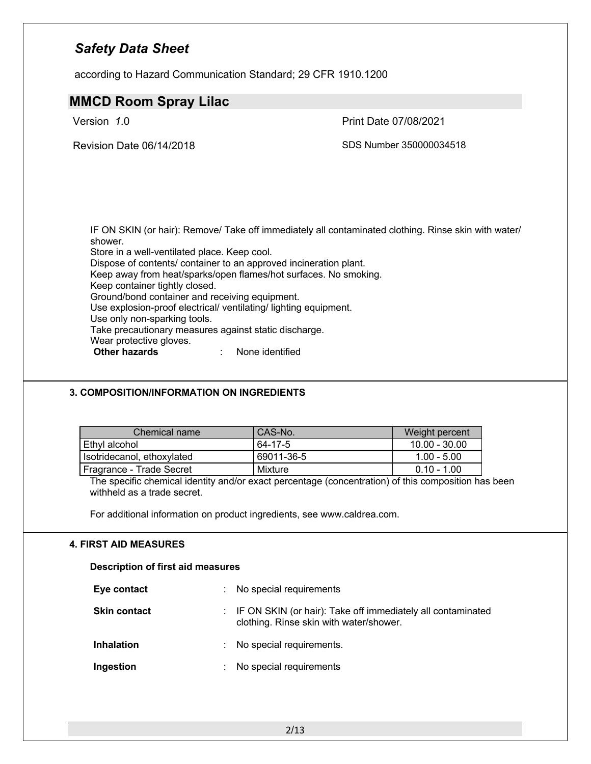IF ON SKIN (or hair): Remove/ Take off immediately all contaminated clothing. Rinse skin with water/ shower.
Store in a well-ventilated place. Keep cool.
Dispose of contents/ container to an approved incineration plant.
Keep away from heat/sparks/open flames/hot surfaces. No smoking.
Keep container tightly closed.
Ground/bond container and receiving equipment.
Use explosion-proof electrical/ ventilating/ lighting equipment.
Use only non-sparking tools.
Take precautionary measures against static discharge.
Wear protective gloves.

**Other hazards** : None identified

## 3. COMPOSITION/INFORMATION ON INGREDIENTS

| Chemical name | CAS-No. | Weight percent |
|---|---|---|
| Ethyl alcohol | 64-17-5 | 10.00 - 30.00 |
| Isotridecanol, ethoxylated | 69011-36-5 | 1.00 - 5.00 |
| Fragrance - Trade Secret | Mixture | 0.10 - 1.00 |

The specific chemical identity and/or exact percentage (concentration) of this composition has been withheld as a trade secret.

For additional information on product ingredients, see www.caldrea.com.

## 4. FIRST AID MEASURES

### Description of first aid measures

**Eye contact** : No special requirements

**Skin contact** : IF ON SKIN (or hair): Take off immediately all contaminated clothing. Rinse skin with water/shower.

**Inhalation** : No special requirements.

**Ingestion** : No special requirements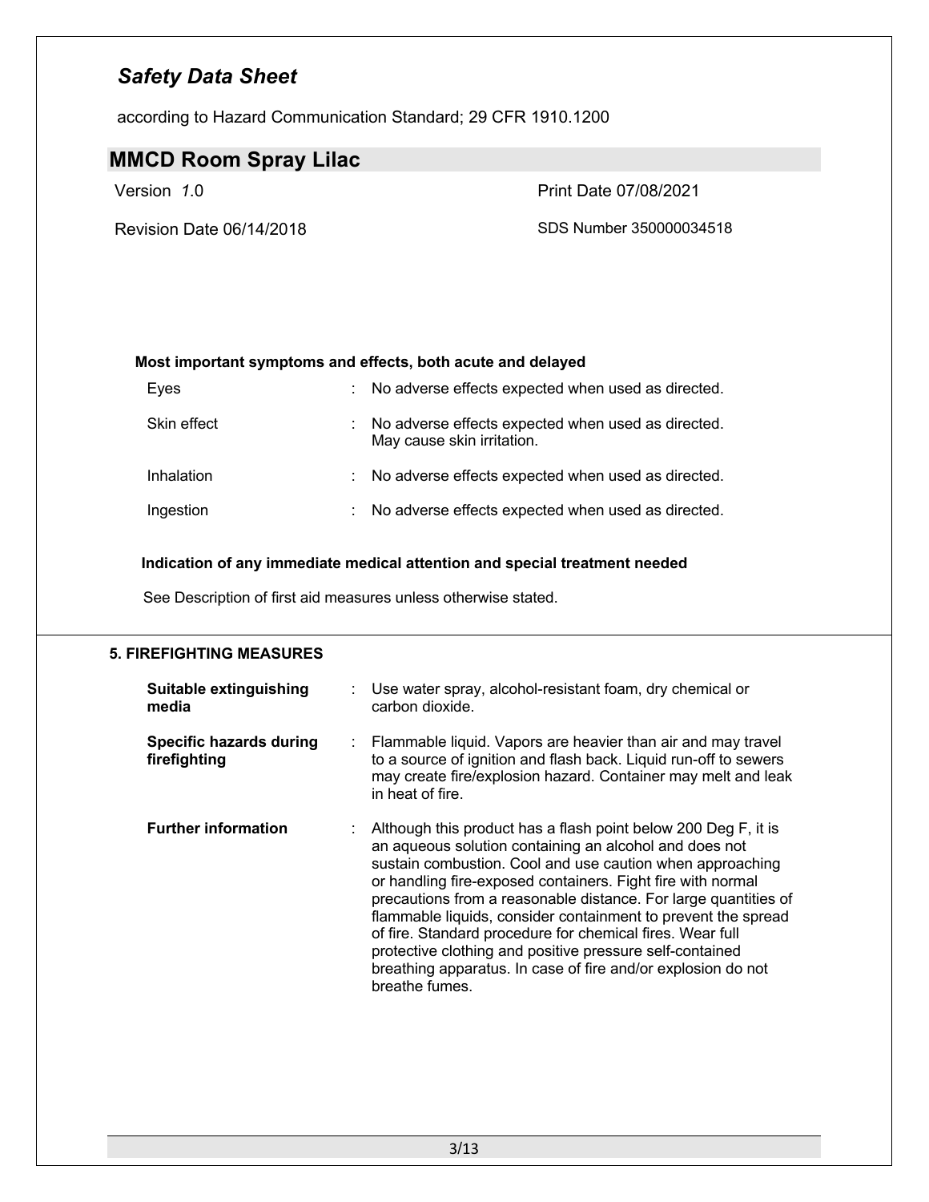**Most important symptoms and effects, both acute and delayed**

| | | |
|---|---|---|
| Eyes | : | No adverse effects expected when used as directed. |
| Skin effect | : | No adverse effects expected when used as directed. May cause skin irritation. |
| Inhalation | : | No adverse effects expected when used as directed. |
| Ingestion | : | No adverse effects expected when used as directed. |

**Indication of any immediate medical attention and special treatment needed**

See Description of first aid measures unless otherwise stated.

## 5. FIREFIGHTING MEASURES

| | | |
|---|---|---|
| **Suitable extinguishing media** | : | Use water spray, alcohol-resistant foam, dry chemical or carbon dioxide. |
| **Specific hazards during firefighting** | : | Flammable liquid. Vapors are heavier than air and may travel to a source of ignition and flash back. Liquid run-off to sewers may create fire/explosion hazard. Container may melt and leak in heat of fire. |
| **Further information** | : | Although this product has a flash point below 200 Deg F, it is an aqueous solution containing an alcohol and does not sustain combustion. Cool and use caution when approaching or handling fire-exposed containers. Fight fire with normal precautions from a reasonable distance. For large quantities of flammable liquids, consider containment to prevent the spread of fire. Standard procedure for chemical fires. Wear full protective clothing and positive pressure self-contained breathing apparatus. In case of fire and/or explosion do not breathe fumes. |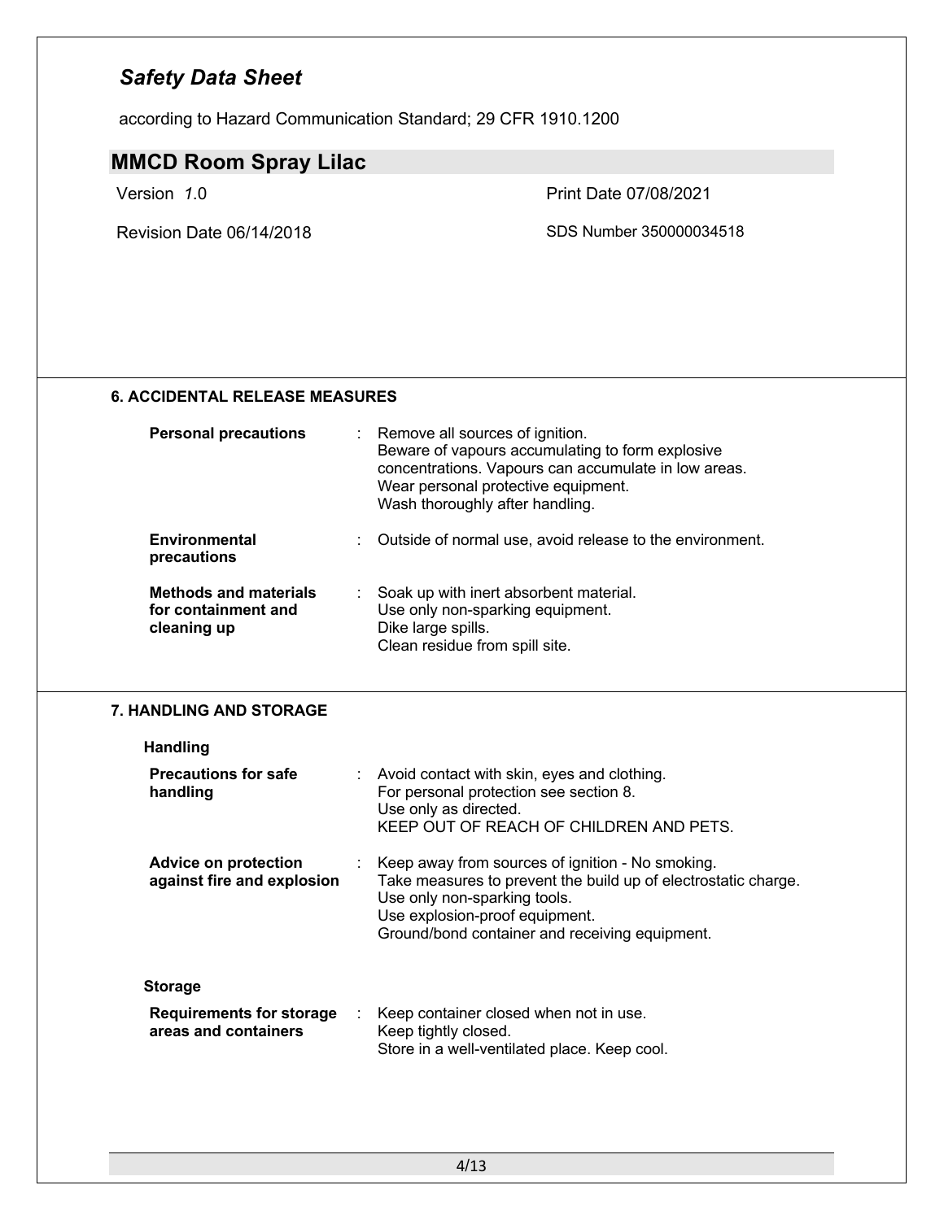## 6. ACCIDENTAL RELEASE MEASURES

**Personal precautions** : Remove all sources of ignition.
Beware of vapours accumulating to form explosive concentrations. Vapours can accumulate in low areas.
Wear personal protective equipment.
Wash thoroughly after handling.

**Environmental precautions** : Outside of normal use, avoid release to the environment.

**Methods and materials for containment and cleaning up** : Soak up with inert absorbent material.
Use only non-sparking equipment.
Dike large spills.
Clean residue from spill site.

## 7. HANDLING AND STORAGE

### Handling

**Precautions for safe handling** : Avoid contact with skin, eyes and clothing.
For personal protection see section 8.
Use only as directed.
KEEP OUT OF REACH OF CHILDREN AND PETS.

**Advice on protection against fire and explosion** : Keep away from sources of ignition - No smoking.
Take measures to prevent the build up of electrostatic charge.
Use only non-sparking tools.
Use explosion-proof equipment.
Ground/bond container and receiving equipment.

### Storage

**Requirements for storage areas and containers** : Keep container closed when not in use.
Keep tightly closed.
Store in a well-ventilated place. Keep cool.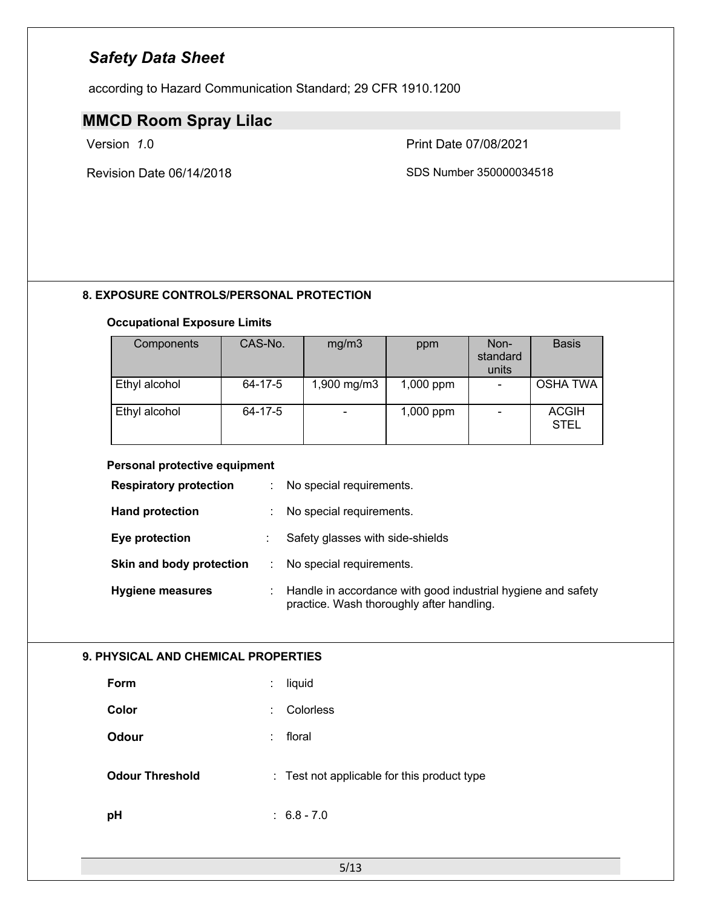# *Safety Data Sheet*

according to Hazard Communication Standard; 29 CFR 1910.1200

## MMCD Room Spray Lilac

Version *1*.0

Print Date 07/08/2021

Revision Date 06/14/2018

SDS Number 350000034518

### 8. EXPOSURE CONTROLS/PERSONAL PROTECTION

**Occupational Exposure Limits**

| Components | CAS-No. | mg/m3 | ppm | Non-standard units | Basis |
|---|---|---|---|---|---|
| Ethyl alcohol | 64-17-5 | 1,900 mg/m3 | 1,000 ppm | - | OSHA TWA |
| Ethyl alcohol | 64-17-5 | - | 1,000 ppm | - | ACGIH STEL |

**Personal protective equipment**

**Respiratory protection** : No special requirements.

**Hand protection** : No special requirements.

**Eye protection** : Safety glasses with side-shields

**Skin and body protection** : No special requirements.

**Hygiene measures** : Handle in accordance with good industrial hygiene and safety practice. Wash thoroughly after handling.

### 9. PHYSICAL AND CHEMICAL PROPERTIES

**Form** : liquid

**Color** : Colorless

**Odour** : floral

**Odour Threshold** : Test not applicable for this product type

**pH** : 6.8 - 7.0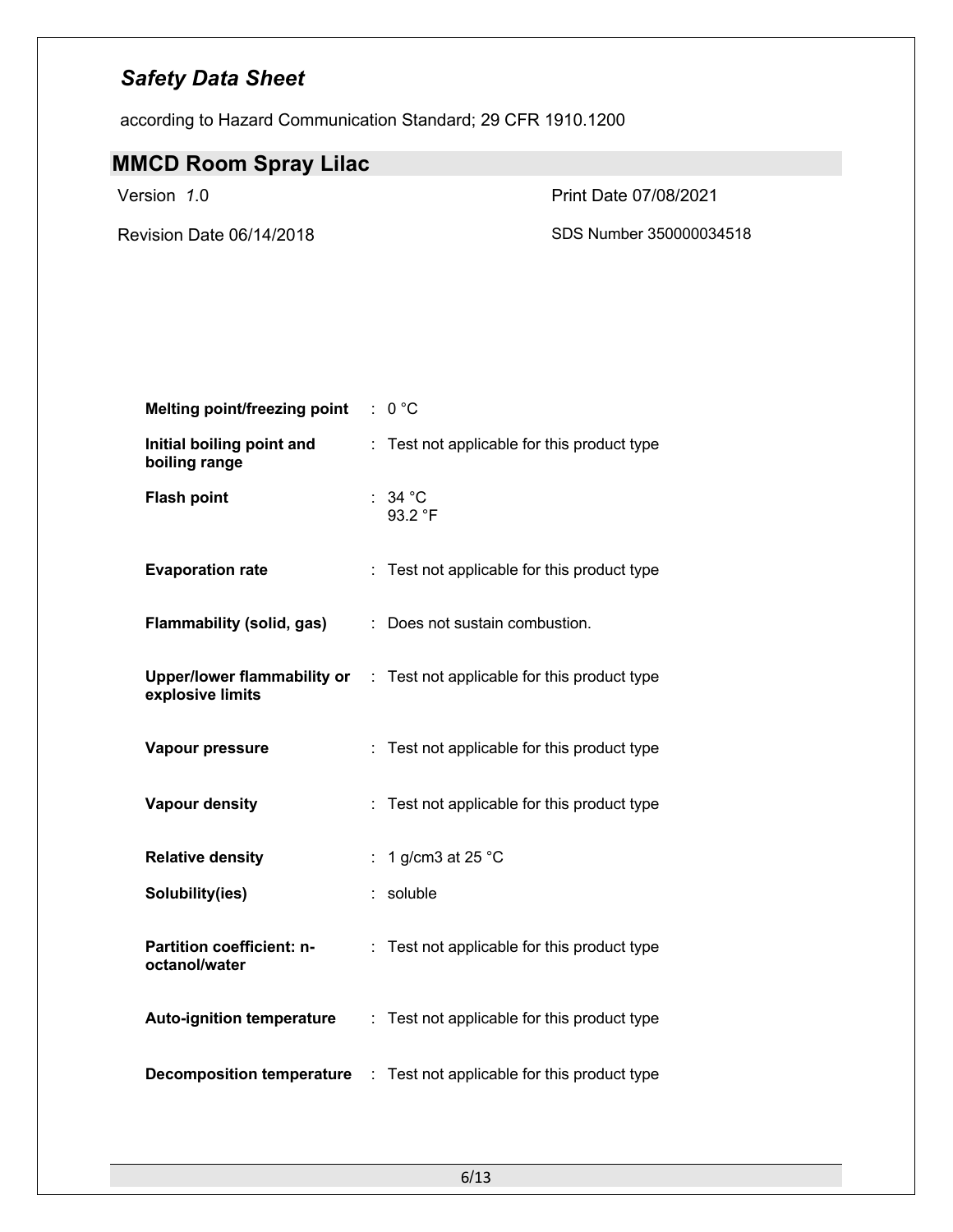| Property | | Value |
|---|---|---|
| **Melting point/freezing point** | : | 0 °C |
| **Initial boiling point and boiling range** | : | Test not applicable for this product type |
| **Flash point** | : | 34 °C<br>93.2 °F |
| **Evaporation rate** | : | Test not applicable for this product type |
| **Flammability (solid, gas)** | : | Does not sustain combustion. |
| **Upper/lower flammability or explosive limits** | : | Test not applicable for this product type |
| **Vapour pressure** | : | Test not applicable for this product type |
| **Vapour density** | : | Test not applicable for this product type |
| **Relative density** | : | 1 g/cm3 at 25 °C |
| **Solubility(ies)** | : | soluble |
| **Partition coefficient: n-octanol/water** | : | Test not applicable for this product type |
| **Auto-ignition temperature** | : | Test not applicable for this product type |
| **Decomposition temperature** | : | Test not applicable for this product type |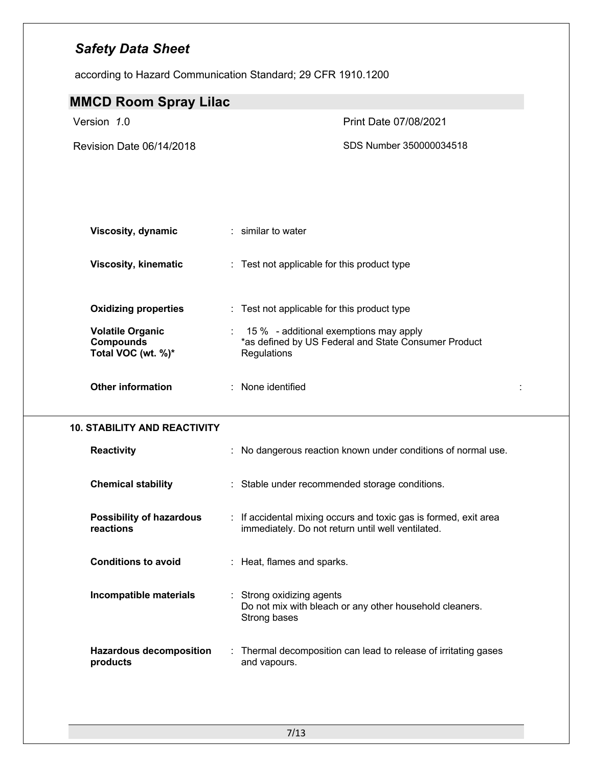# Safety Data Sheet

according to Hazard Communication Standard; 29 CFR 1910.1200

## MMCD Room Spray Lilac

Version 1.0 | Print Date 07/08/2021

Revision Date 06/14/2018 | SDS Number 350000034518

| | | |
|---|---|---|
| **Viscosity, dynamic** | : | similar to water |
| **Viscosity, kinematic** | : | Test not applicable for this product type |
| **Oxidizing properties** | : | Test not applicable for this product type |
| **Volatile Organic Compounds Total VOC (wt. %)*** | : | 15 % - additional exemptions may apply *as defined by US Federal and State Consumer Product Regulations |
| **Other information** | : | None identified |

### 10. STABILITY AND REACTIVITY

| | | |
|---|---|---|
| **Reactivity** | : | No dangerous reaction known under conditions of normal use. |
| **Chemical stability** | : | Stable under recommended storage conditions. |
| **Possibility of hazardous reactions** | : | If accidental mixing occurs and toxic gas is formed, exit area immediately. Do not return until well ventilated. |
| **Conditions to avoid** | : | Heat, flames and sparks. |
| **Incompatible materials** | : | Strong oxidizing agents<br>Do not mix with bleach or any other household cleaners.<br>Strong bases |
| **Hazardous decomposition products** | : | Thermal decomposition can lead to release of irritating gases and vapours. |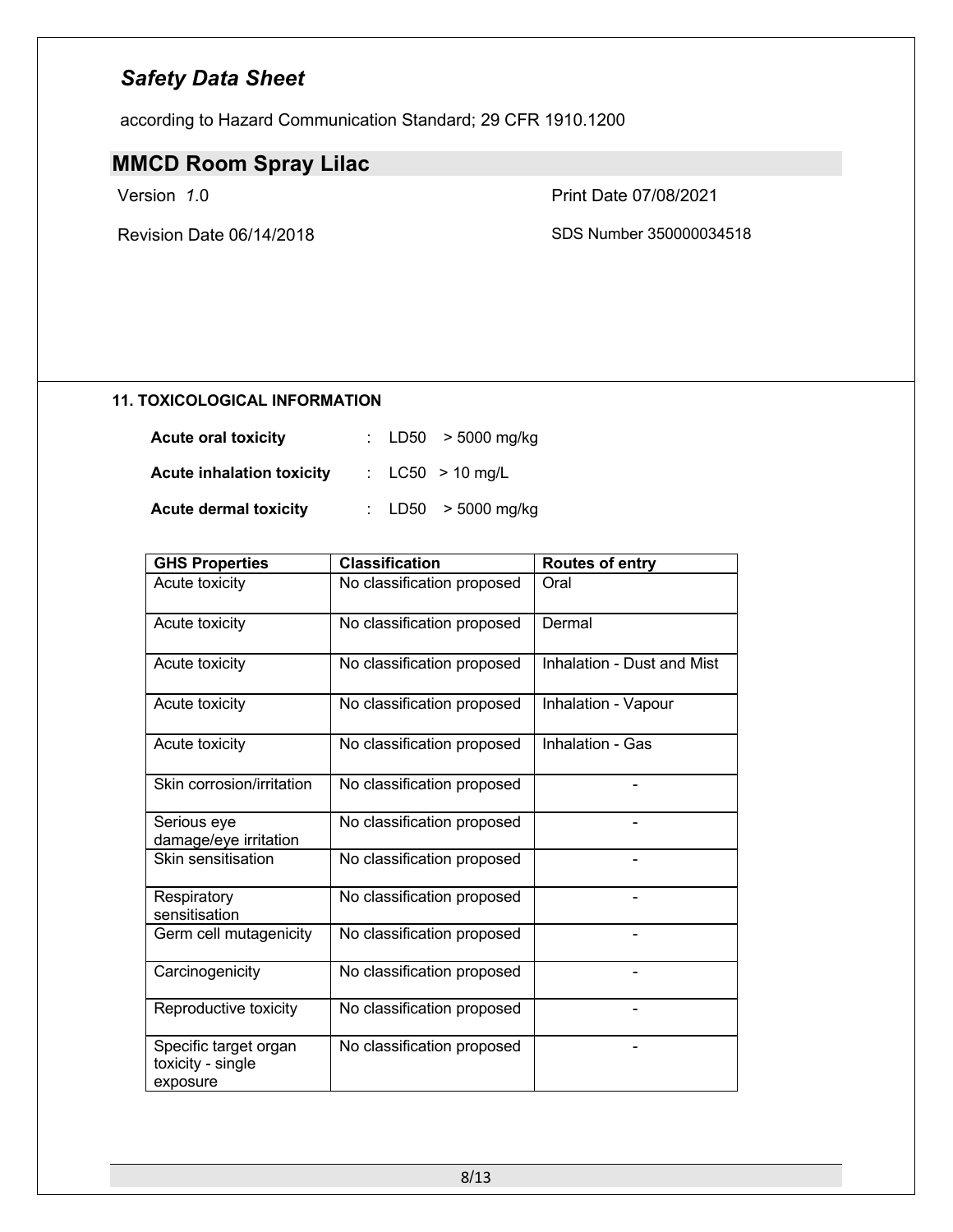# *Safety Data Sheet*

according to Hazard Communication Standard; 29 CFR 1910.1200

## MMCD Room Spray Lilac

Version *1*.0

Print Date 07/08/2021

Revision Date 06/14/2018

SDS Number 350000034518

### 11. TOXICOLOGICAL INFORMATION

**Acute oral toxicity** : LD50 > 5000 mg/kg

**Acute inhalation toxicity** : LC50 > 10 mg/L

**Acute dermal toxicity** : LD50 > 5000 mg/kg

| GHS Properties | Classification | Routes of entry |
|---|---|---|
| Acute toxicity | No classification proposed | Oral |
| Acute toxicity | No classification proposed | Dermal |
| Acute toxicity | No classification proposed | Inhalation - Dust and Mist |
| Acute toxicity | No classification proposed | Inhalation - Vapour |
| Acute toxicity | No classification proposed | Inhalation - Gas |
| Skin corrosion/irritation | No classification proposed | - |
| Serious eye damage/eye irritation | No classification proposed | - |
| Skin sensitisation | No classification proposed | - |
| Respiratory sensitisation | No classification proposed | - |
| Germ cell mutagenicity | No classification proposed | - |
| Carcinogenicity | No classification proposed | - |
| Reproductive toxicity | No classification proposed | - |
| Specific target organ toxicity - single exposure | No classification proposed | - |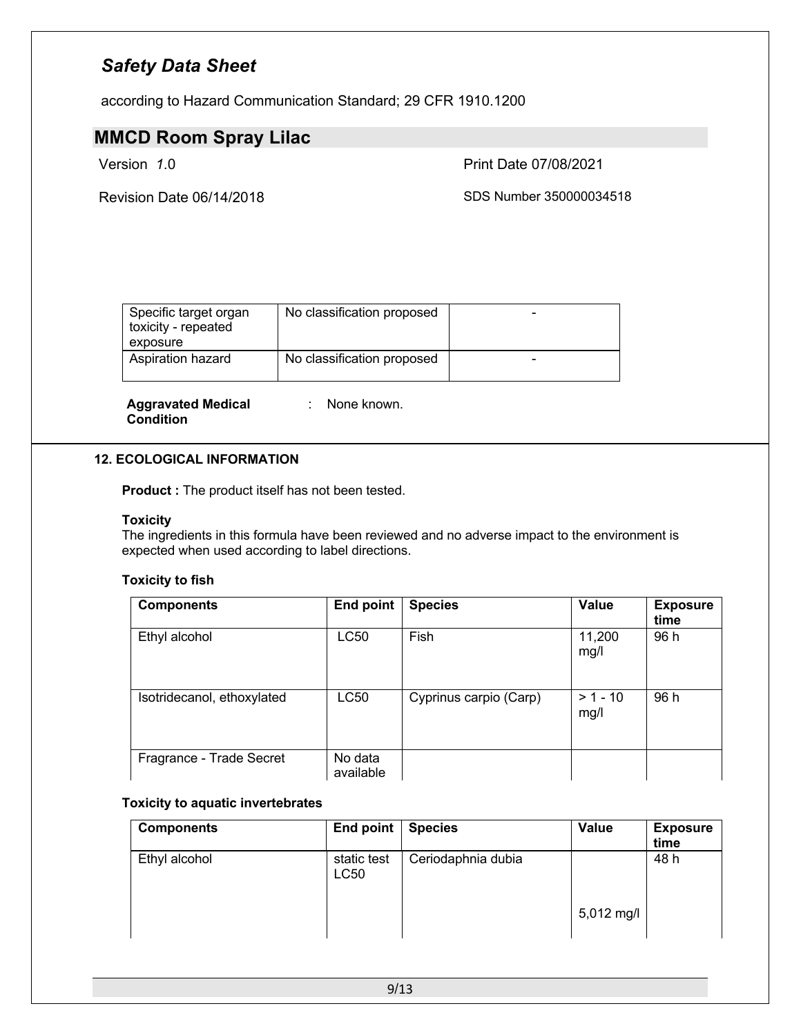| Specific target organ toxicity - repeated exposure | No classification proposed | - |
|---|---|---|
| Aspiration hazard | No classification proposed | - |

**Aggravated Medical Condition** : None known.

## 12. ECOLOGICAL INFORMATION

**Product :** The product itself has not been tested.

**Toxicity**

The ingredients in this formula have been reviewed and no adverse impact to the environment is expected when used according to label directions.

**Toxicity to fish**

| Components | End point | Species | Value | Exposure time |
|---|---|---|---|---|
| Ethyl alcohol | LC50 | Fish | 11,200 mg/l | 96 h |
| Isotridecanol, ethoxylated | LC50 | Cyprinus carpio (Carp) | > 1 - 10 mg/l | 96 h |
| Fragrance - Trade Secret | No data available | | | |

**Toxicity to aquatic invertebrates**

| Components | End point | Species | Value | Exposure time |
|---|---|---|---|---|
| Ethyl alcohol | static test LC50 | Ceriodaphnia dubia | 5,012 mg/l | 48 h |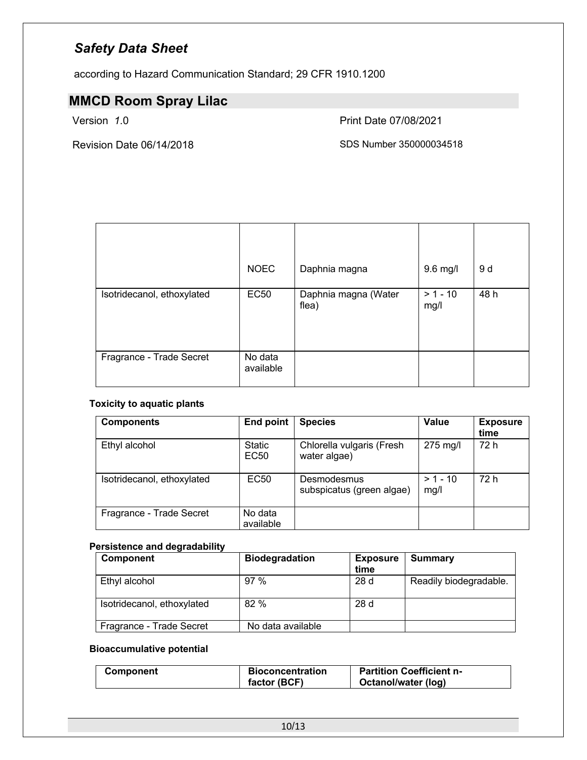# *Safety Data Sheet*

according to Hazard Communication Standard; 29 CFR 1910.1200

## MMCD Room Spray Lilac

Version *1*.0

Print Date 07/08/2021

Revision Date 06/14/2018

SDS Number 350000034518

| | | | | |
|---|---|---|---|---|
| | NOEC | Daphnia magna | 9.6 mg/l | 9 d |
| Isotridecanol, ethoxylated | EC50 | Daphnia magna (Water flea) | > 1 - 10 mg/l | 48 h |
| Fragrance - Trade Secret | No data available | | | |

**Toxicity to aquatic plants**

| Components | End point | Species | Value | Exposure time |
|---|---|---|---|---|
| Ethyl alcohol | Static EC50 | Chlorella vulgaris (Fresh water algae) | 275 mg/l | 72 h |
| Isotridecanol, ethoxylated | EC50 | Desmodesmus subspicatus (green algae) | > 1 - 10 mg/l | 72 h |
| Fragrance - Trade Secret | No data available | | | |

**Persistence and degradability**

| Component | Biodegradation | Exposure time | Summary |
|---|---|---|---|
| Ethyl alcohol | 97 % | 28 d | Readily biodegradable. |
| Isotridecanol, ethoxylated | 82 % | 28 d | |
| Fragrance - Trade Secret | No data available | | |

**Bioaccumulative potential**

| Component | Bioconcentration factor (BCF) | Partition Coefficient n-Octanol/water (log) |
|---|---|---|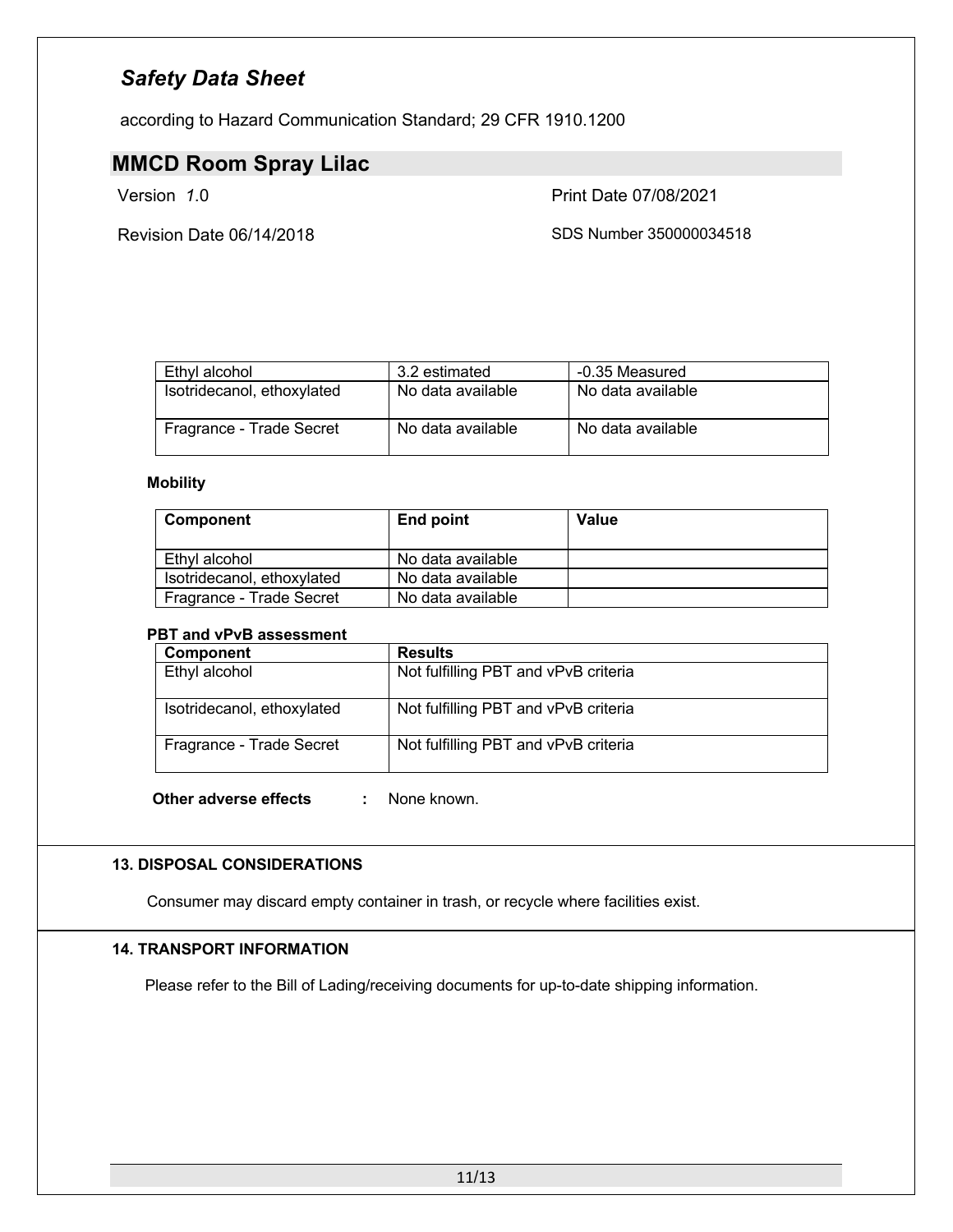| Ethyl alcohol | 3.2 estimated | -0.35 Measured |
|---|---|---|
| Isotridecanol, ethoxylated | No data available | No data available |
| Fragrance - Trade Secret | No data available | No data available |

**Mobility**

| Component | End point | Value |
|---|---|---|
| Ethyl alcohol | No data available | |
| Isotridecanol, ethoxylated | No data available | |
| Fragrance - Trade Secret | No data available | |

**PBT and vPvB assessment**

| Component | Results |
|---|---|
| Ethyl alcohol | Not fulfilling PBT and vPvB criteria |
| Isotridecanol, ethoxylated | Not fulfilling PBT and vPvB criteria |
| Fragrance - Trade Secret | Not fulfilling PBT and vPvB criteria |

**Other adverse effects** : None known.

## 13. DISPOSAL CONSIDERATIONS

Consumer may discard empty container in trash, or recycle where facilities exist.

## 14. TRANSPORT INFORMATION

Please refer to the Bill of Lading/receiving documents for up-to-date shipping information.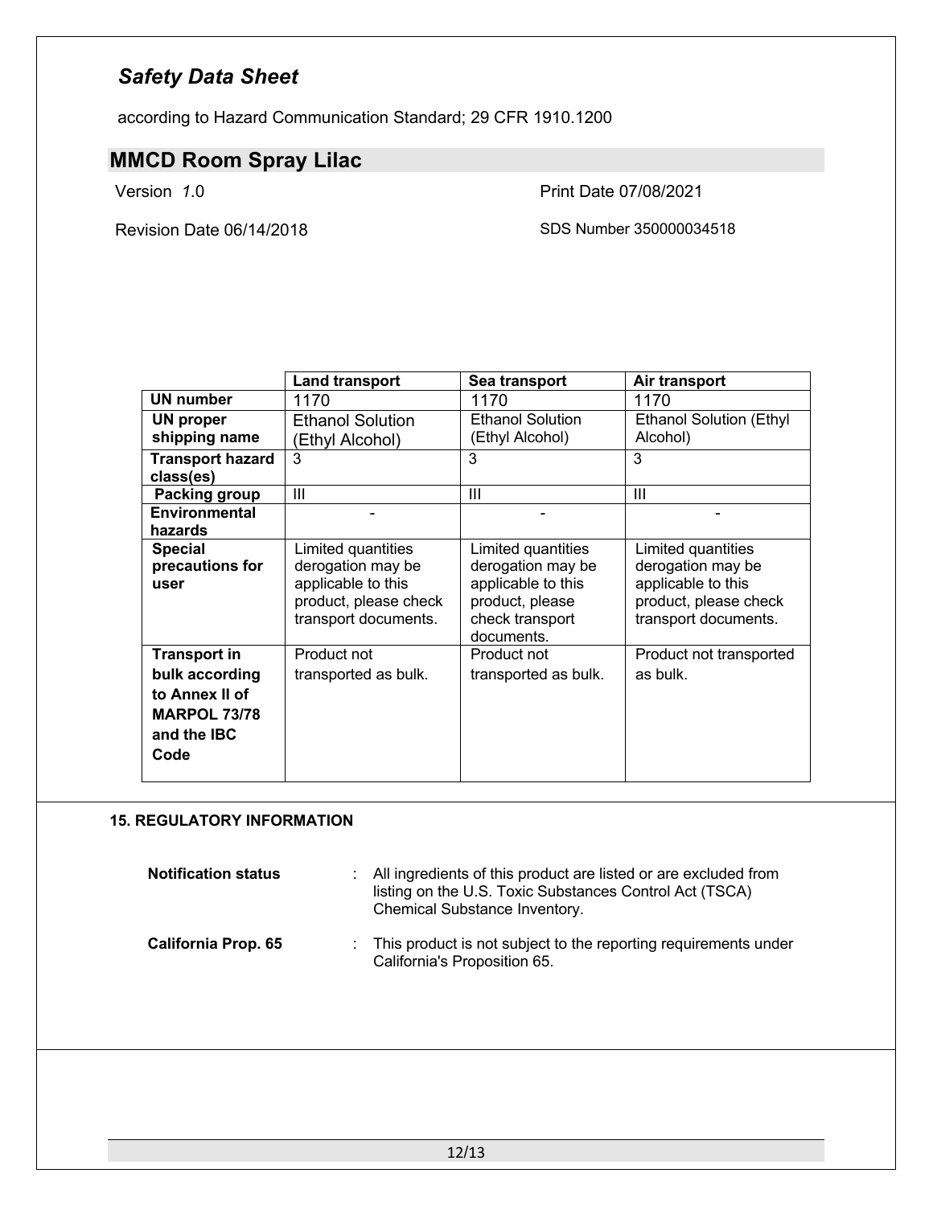| | Land transport | Sea transport | Air transport |
|---|---|---|---|
| **UN number** | 1170 | 1170 | 1170 |
| **UN proper shipping name** | Ethanol Solution (Ethyl Alcohol) | Ethanol Solution (Ethyl Alcohol) | Ethanol Solution (Ethyl Alcohol) |
| **Transport hazard class(es)** | 3 | 3 | 3 |
| **Packing group** | III | III | III |
| **Environmental hazards** | - | - | - |
| **Special precautions for user** | Limited quantities derogation may be applicable to this product, please check transport documents. | Limited quantities derogation may be applicable to this product, please check transport documents. | Limited quantities derogation may be applicable to this product, please check transport documents. |
| **Transport in bulk according to Annex II of MARPOL 73/78 and the IBC Code** | Product not transported as bulk. | Product not transported as bulk. | Product not transported as bulk. |

## 15. REGULATORY INFORMATION

**Notification status** : All ingredients of this product are listed or are excluded from listing on the U.S. Toxic Substances Control Act (TSCA) Chemical Substance Inventory.

**California Prop. 65** : This product is not subject to the reporting requirements under California's Proposition 65.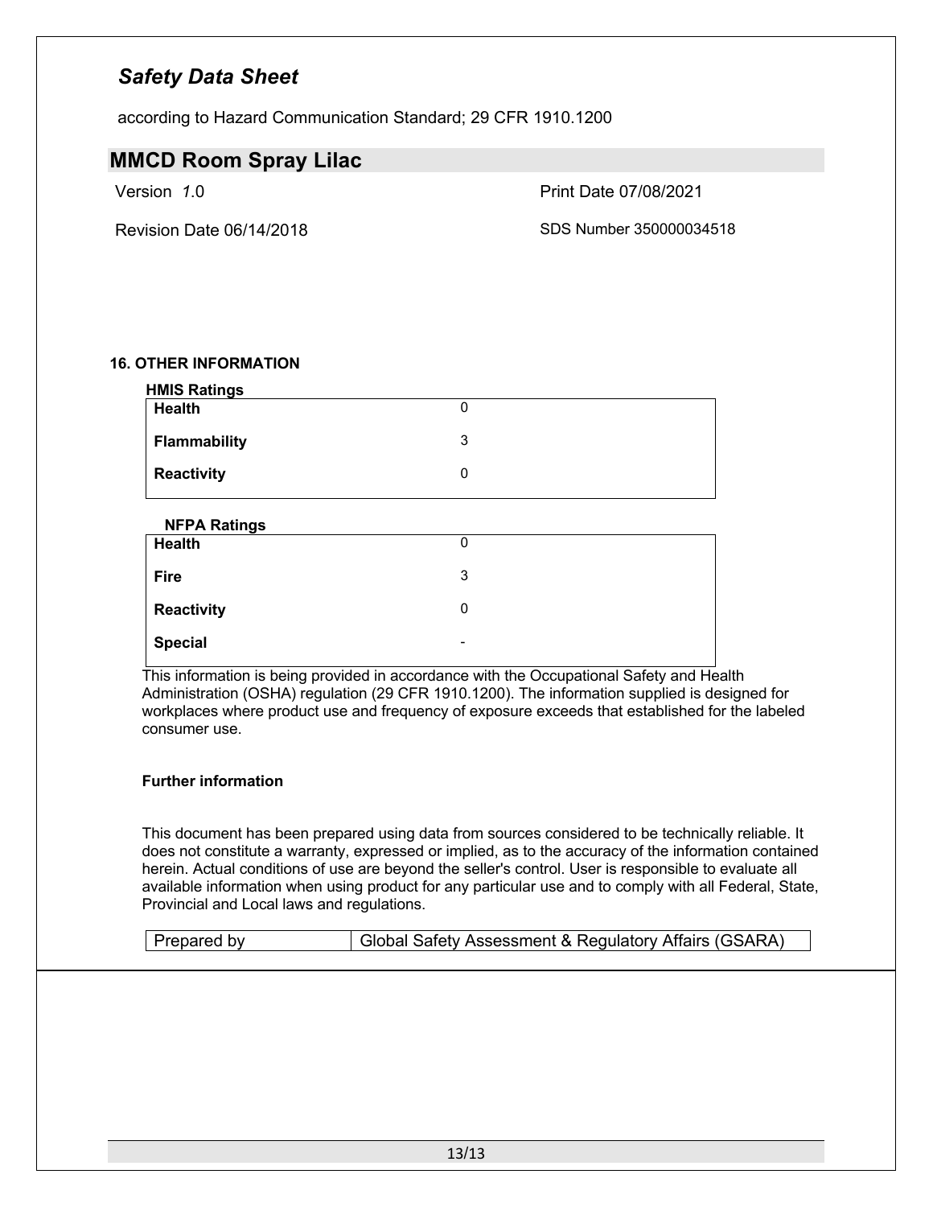## 16. OTHER INFORMATION

**HMIS Ratings**

| | |
|---|---|
| **Health** | 0 |
| **Flammability** | 3 |
| **Reactivity** | 0 |

**NFPA Ratings**

| | |
|---|---|
| **Health** | 0 |
| **Fire** | 3 |
| **Reactivity** | 0 |
| **Special** | - |

This information is being provided in accordance with the Occupational Safety and Health Administration (OSHA) regulation (29 CFR 1910.1200). The information supplied is designed for workplaces where product use and frequency of exposure exceeds that established for the labeled consumer use.

**Further information**

This document has been prepared using data from sources considered to be technically reliable. It does not constitute a warranty, expressed or implied, as to the accuracy of the information contained herein. Actual conditions of use are beyond the seller's control. User is responsible to evaluate all available information when using product for any particular use and to comply with all Federal, State, Provincial and Local laws and regulations.

| | |
|---|---|
| Prepared by | Global Safety Assessment & Regulatory Affairs (GSARA) |